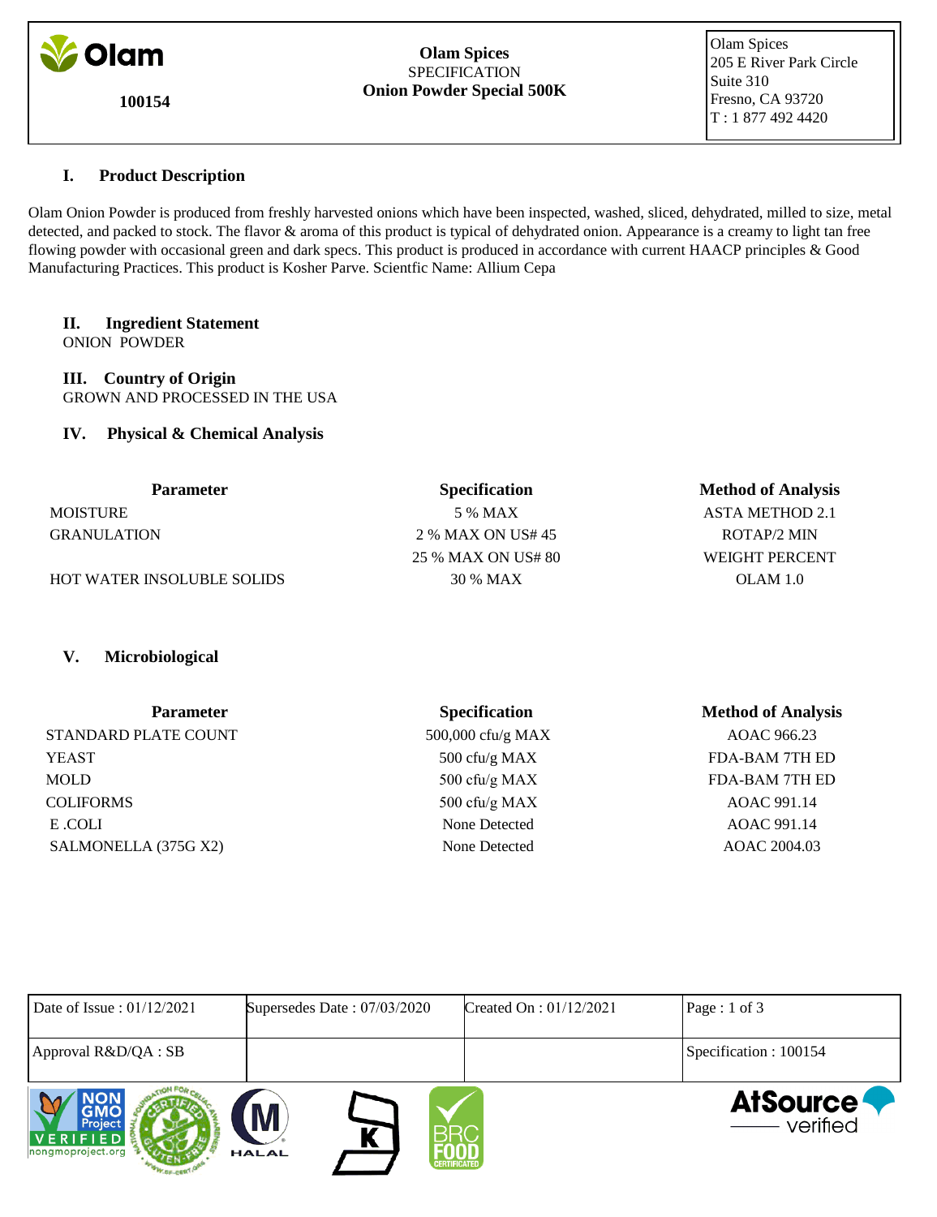**Olam**

**100154**

**Olam Spices**
SPECIFICATION
**Onion Powder Special 500K**

Olam Spices
205 E River Park Circle
Suite 310
Fresno, CA 93720
T : 1 877 492 4420

## I. Product Description

Olam Onion Powder is produced from freshly harvested onions which have been inspected, washed, sliced, dehydrated, milled to size, metal detected, and packed to stock. The flavor & aroma of this product is typical of dehydrated onion. Appearance is a creamy to light tan free flowing powder with occasional green and dark specs. This product is produced in accordance with current HAACP principles & Good Manufacturing Practices. This product is Kosher Parve. Scientfic Name: Allium Cepa

## II. Ingredient Statement

ONION POWDER

## III. Country of Origin

GROWN AND PROCESSED IN THE USA

## IV. Physical & Chemical Analysis

| Parameter | Specification | Method of Analysis |
|---|---|---|
| MOISTURE | 5 % MAX | ASTA METHOD 2.1 |
| GRANULATION | 2 % MAX ON US# 45 | ROTAP/2 MIN |
| | 25 % MAX ON US# 80 | WEIGHT PERCENT |
| HOT WATER INSOLUBLE SOLIDS | 30 % MAX | OLAM 1.0 |

## V. Microbiological

| Parameter | Specification | Method of Analysis |
|---|---|---|
| STANDARD PLATE COUNT | 500,000 cfu/g MAX | AOAC 966.23 |
| YEAST | 500 cfu/g MAX | FDA-BAM 7TH ED |
| MOLD | 500 cfu/g MAX | FDA-BAM 7TH ED |
| COLIFORMS | 500 cfu/g MAX | AOAC 991.14 |
| E .COLI | None Detected | AOAC 991.14 |
| SALMONELLA (375G X2) | None Detected | AOAC 2004.03 |

| Date of Issue : 01/12/2021 | Supersedes Date : 07/03/2020 | Created On : 01/12/2021 | Page : 1 of 3 |
|---|---|---|---|
| Approval R&D/QA : SB | | | Specification : 100154 |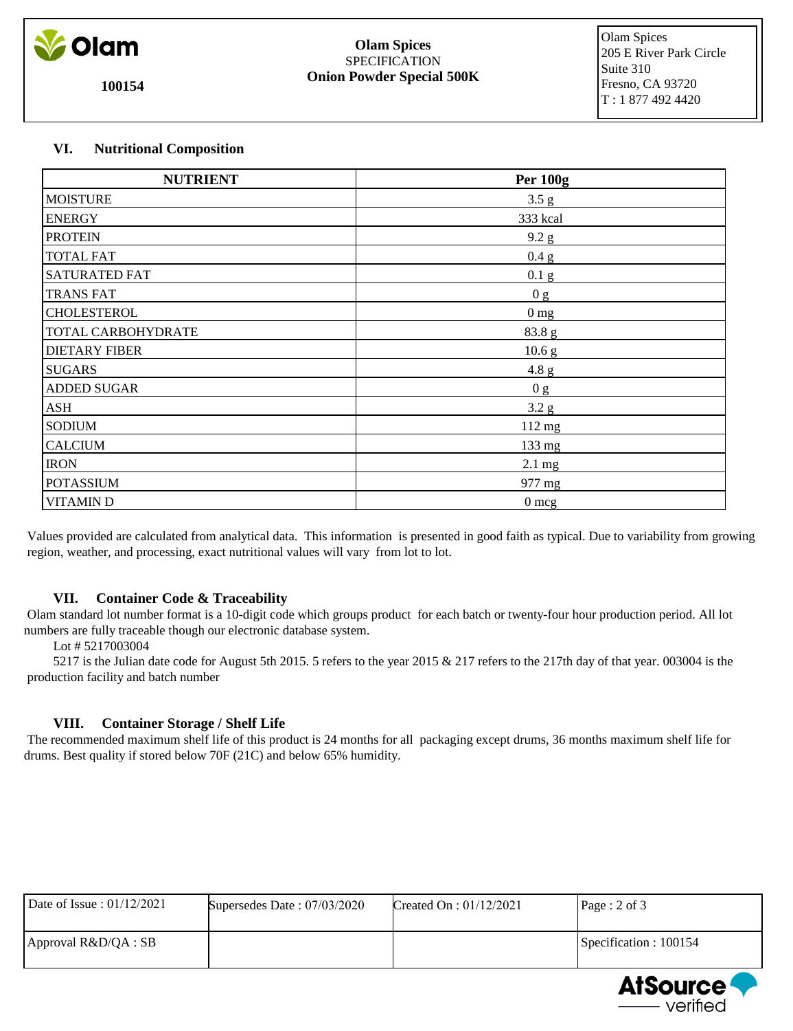## VI. Nutritional Composition

| NUTRIENT | Per 100g |
|---|---|
| MOISTURE | 3.5 g |
| ENERGY | 333 kcal |
| PROTEIN | 9.2 g |
| TOTAL FAT | 0.4 g |
| SATURATED FAT | 0.1 g |
| TRANS FAT | 0 g |
| CHOLESTEROL | 0 mg |
| TOTAL CARBOHYDRATE | 83.8 g |
| DIETARY FIBER | 10.6 g |
| SUGARS | 4.8 g |
| ADDED SUGAR | 0 g |
| ASH | 3.2 g |
| SODIUM | 112 mg |
| CALCIUM | 133 mg |
| IRON | 2.1 mg |
| POTASSIUM | 977 mg |
| VITAMIN D | 0 mcg |

Values provided are calculated from analytical data. This information is presented in good faith as typical. Due to variability from growing region, weather, and processing, exact nutritional values will vary from lot to lot.

## VII. Container Code & Traceability

Olam standard lot number format is a 10-digit code which groups product for each batch or twenty-four hour production period. All lot numbers are fully traceable though our electronic database system.

Lot # 5217003004

5217 is the Julian date code for August 5th 2015. 5 refers to the year 2015 & 217 refers to the 217th day of that year. 003004 is the production facility and batch number

## VIII. Container Storage / Shelf Life

The recommended maximum shelf life of this product is 24 months for all packaging except drums, 36 months maximum shelf life for drums. Best quality if stored below 70F (21C) and below 65% humidity.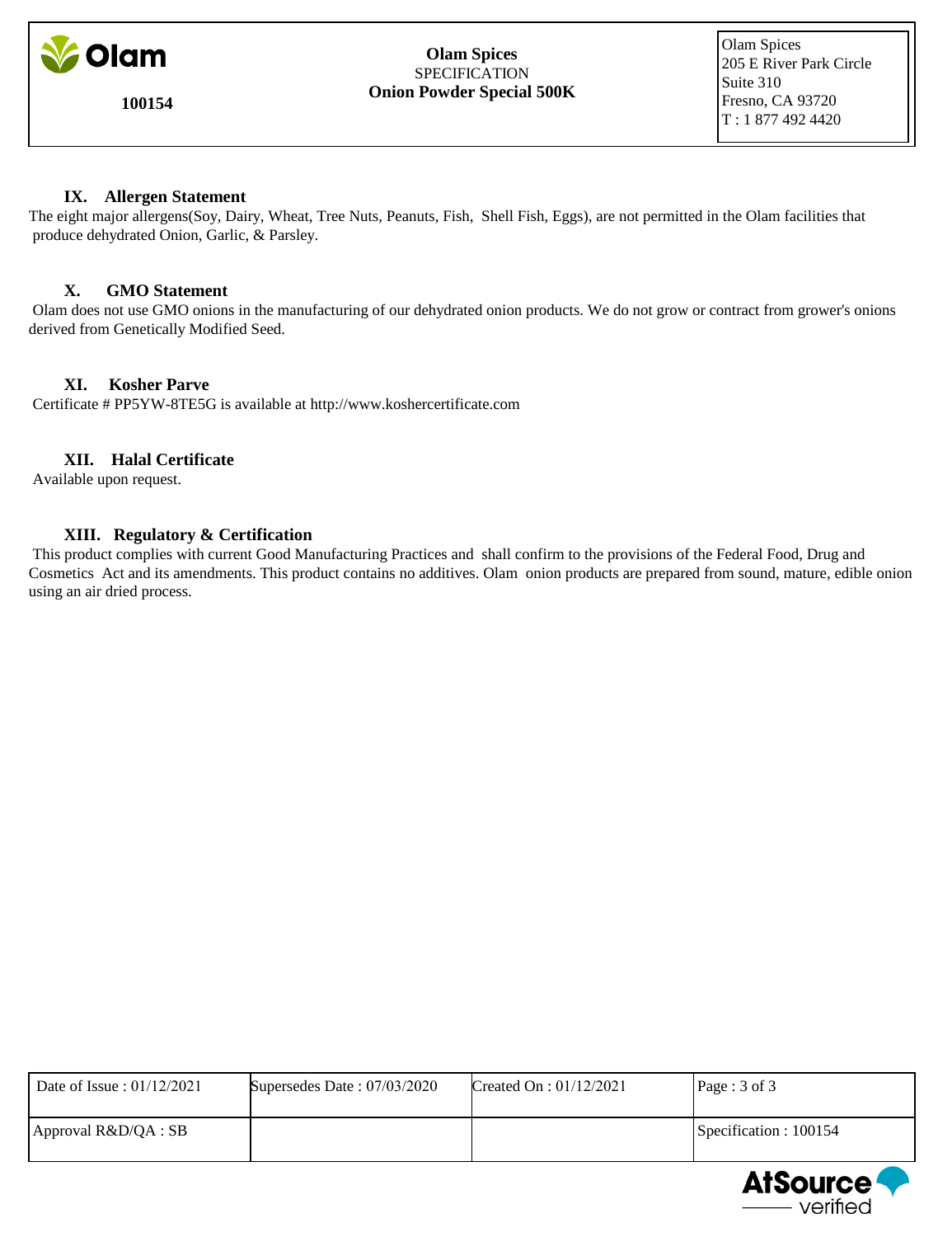## IX. Allergen Statement

The eight major allergens(Soy, Dairy, Wheat, Tree Nuts, Peanuts, Fish, Shell Fish, Eggs), are not permitted in the Olam facilities that produce dehydrated Onion, Garlic, & Parsley.

## X. GMO Statement

Olam does not use GMO onions in the manufacturing of our dehydrated onion products. We do not grow or contract from grower's onions derived from Genetically Modified Seed.

## XI. Kosher Parve

Certificate # PP5YW-8TE5G is available at http://www.koshercertificate.com

## XII. Halal Certificate

Available upon request.

## XIII. Regulatory & Certification

This product complies with current Good Manufacturing Practices and shall confirm to the provisions of the Federal Food, Drug and Cosmetics Act and its amendments. This product contains no additives. Olam onion products are prepared from sound, mature, edible onion using an air dried process.

| | | | |
|---|---|---|---|
| Date of Issue : 01/12/2021 | Supersedes Date : 07/03/2020 | Created On : 01/12/2021 | Page : 3 of 3 |
| Approval R&D/QA : SB | | | Specification : 100154 |